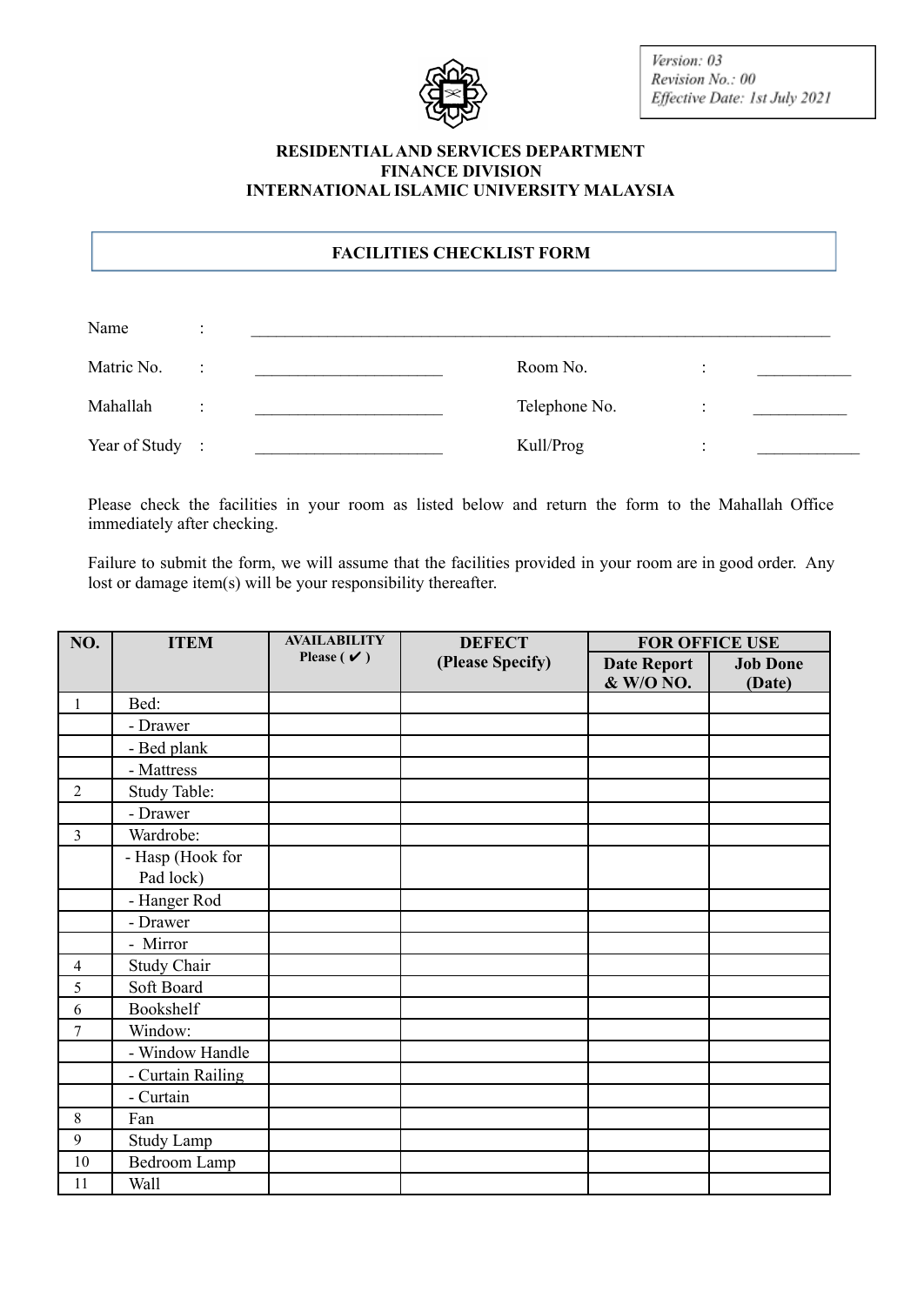Version: 03
Revision No.: 00
Effective Date: 1st July 2021

**RESIDENTIAL AND SERVICES DEPARTMENT**
**FINANCE DIVISION**
**INTERNATIONAL ISLAMIC UNIVERSITY MALAYSIA**

## FACILITIES CHECKLIST FORM

Name : ______________________________________________________________________

Matric No. : ______________________ Room No. : ___________

Mahallah : ______________________ Telephone No. : ___________

Year of Study : ______________________ Kull/Prog : ____________

Please check the facilities in your room as listed below and return the form to the Mahallah Office immediately after checking.

Failure to submit the form, we will assume that the facilities provided in your room are in good order. Any lost or damage item(s) will be your responsibility thereafter.

| NO. | ITEM | AVAILABILITY Please ( ✔ ) | DEFECT (Please Specify) | FOR OFFICE USE | |
|---|---|---|---|---|---|
| | | | | Date Report & W/O NO. | Job Done (Date) |
| 1 | Bed: | | | | |
| | - Drawer | | | | |
| | - Bed plank | | | | |
| | - Mattress | | | | |
| 2 | Study Table: | | | | |
| | - Drawer | | | | |
| 3 | Wardrobe: | | | | |
| | - Hasp (Hook for Pad lock) | | | | |
| | - Hanger Rod | | | | |
| | - Drawer | | | | |
| | - Mirror | | | | |
| 4 | Study Chair | | | | |
| 5 | Soft Board | | | | |
| 6 | Bookshelf | | | | |
| 7 | Window: | | | | |
| | - Window Handle | | | | |
| | - Curtain Railing | | | | |
| | - Curtain | | | | |
| 8 | Fan | | | | |
| 9 | Study Lamp | | | | |
| 10 | Bedroom Lamp | | | | |
| 11 | Wall | | | | |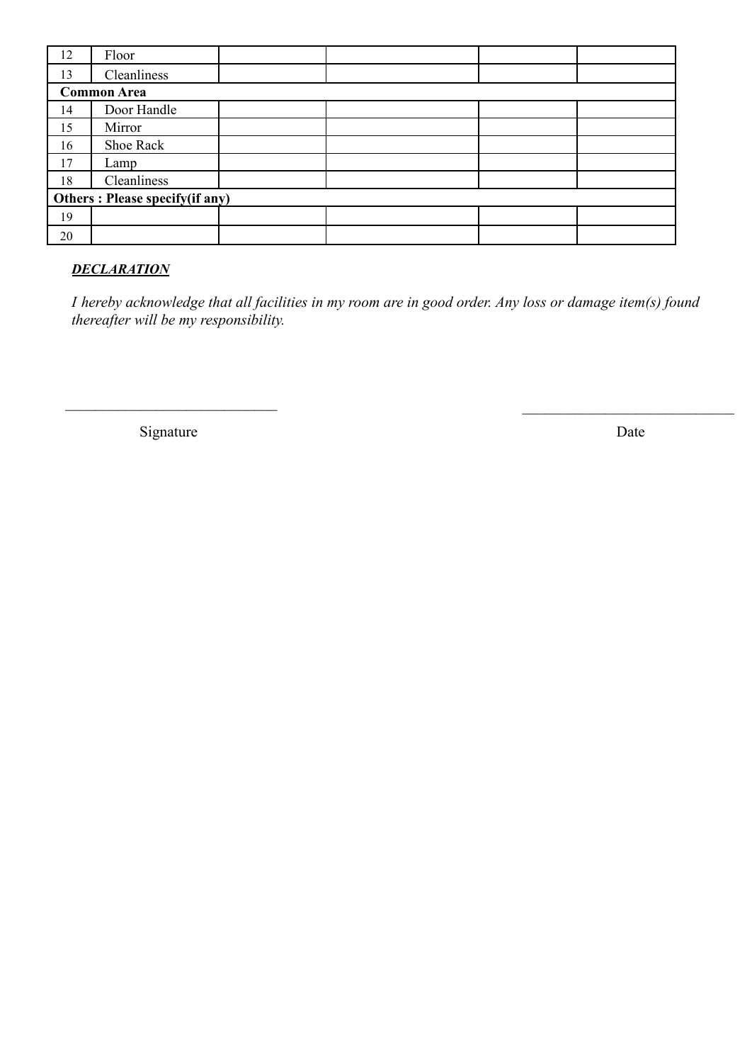| | | | | | |
|---|---|---|---|---|---|
| 12 | Floor | | | | |
| 13 | Cleanliness | | | | |
| **Common Area** | | | | | |
| 14 | Door Handle | | | | |
| 15 | Mirror | | | | |
| 16 | Shoe Rack | | | | |
| 17 | Lamp | | | | |
| 18 | Cleanliness | | | | |
| **Others : Please specify(if any)** | | | | | |
| 19 | | | | | |
| 20 | | | | | |

***DECLARATION***

*I hereby acknowledge that all facilities in my room are in good order. Any loss or damage item(s) found thereafter will be my responsibility.*

______________________________ ______________________________

Signature Date